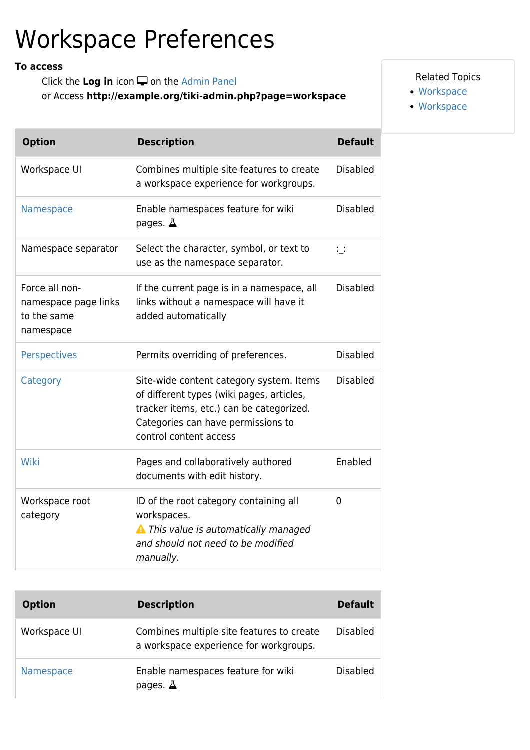# Workspace Preferences

**To access**

Click the **Log in** icon on the Admin Panel
or Access **http://example.org/tiki-admin.php?page=workspace**

Related Topics

- Workspace
- Workspace

| Option | Description | Default |
|---|---|---|
| Workspace UI | Combines multiple site features to create a workspace experience for workgroups. | Disabled |
| Namespace | Enable namespaces feature for wiki pages. | Disabled |
| Namespace separator | Select the character, symbol, or text to use as the namespace separator. | :_: |
| Force all non-namespace page links to the same namespace | If the current page is in a namespace, all links without a namespace will have it added automatically | Disabled |
| Perspectives | Permits overriding of preferences. | Disabled |
| Category | Site-wide content category system. Items of different types (wiki pages, articles, tracker items, etc.) can be categorized. Categories can have permissions to control content access | Disabled |
| Wiki | Pages and collaboratively authored documents with edit history. | Enabled |
| Workspace root category | ID of the root category containing all workspaces. *This value is automatically managed and should not need to be modified manually.* | 0 |

| Option | Description | Default |
|---|---|---|
| Workspace UI | Combines multiple site features to create a workspace experience for workgroups. | Disabled |
| Namespace | Enable namespaces feature for wiki pages. | Disabled |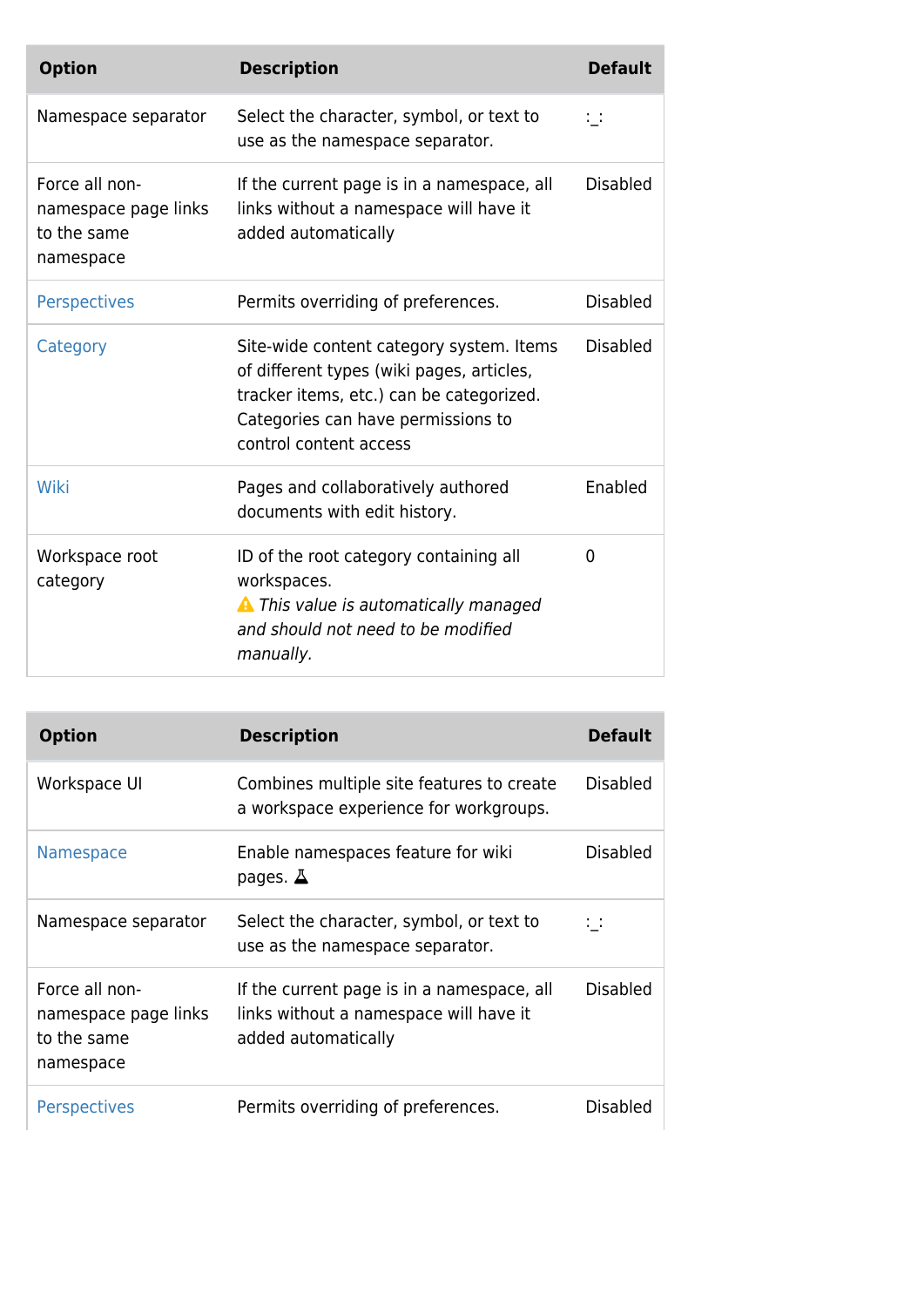| Option | Description | Default |
| --- | --- | --- |
| Namespace separator | Select the character, symbol, or text to use as the namespace separator. | :_: |
| Force all non-namespace page links to the same namespace | If the current page is in a namespace, all links without a namespace will have it added automatically | Disabled |
| Perspectives | Permits overriding of preferences. | Disabled |
| Category | Site-wide content category system. Items of different types (wiki pages, articles, tracker items, etc.) can be categorized. Categories can have permissions to control content access | Disabled |
| Wiki | Pages and collaboratively authored documents with edit history. | Enabled |
| Workspace root category | ID of the root category containing all workspaces.<br>⚠ *This value is automatically managed and should not need to be modified manually.* | 0 |

| Option | Description | Default |
| --- | --- | --- |
| Workspace UI | Combines multiple site features to create a workspace experience for workgroups. | Disabled |
| Namespace | Enable namespaces feature for wiki pages. ⚗ | Disabled |
| Namespace separator | Select the character, symbol, or text to use as the namespace separator. | :_: |
| Force all non-namespace page links to the same namespace | If the current page is in a namespace, all links without a namespace will have it added automatically | Disabled |
| Perspectives | Permits overriding of preferences. | Disabled |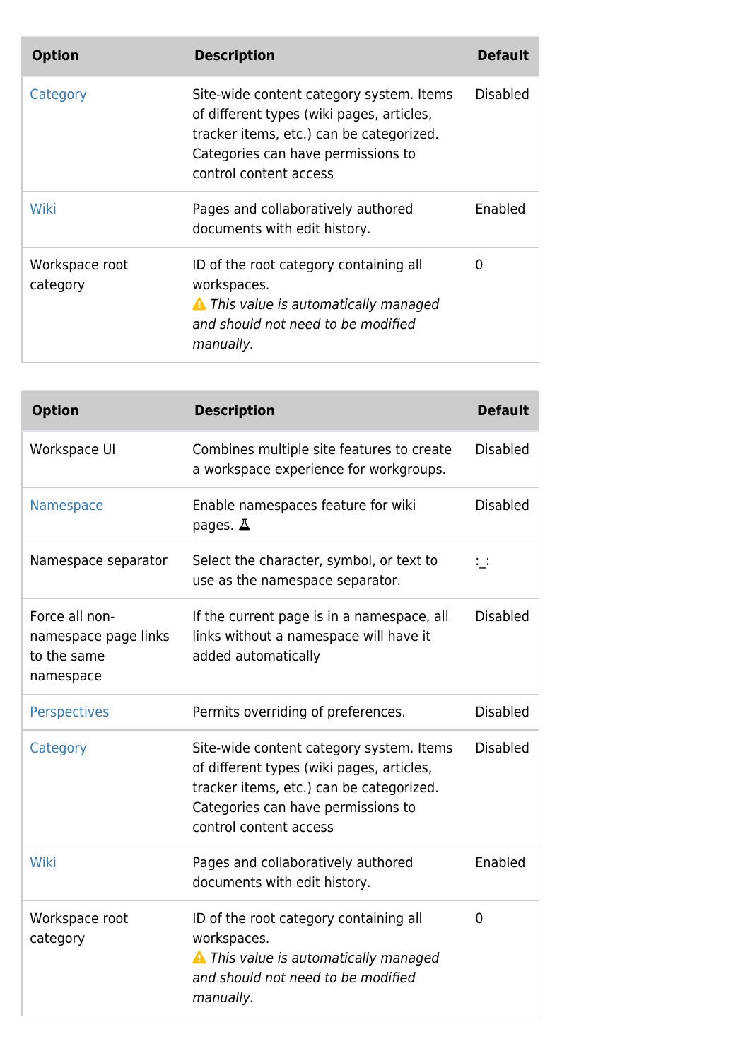| Option | Description | Default |
| --- | --- | --- |
| Category | Site-wide content category system. Items of different types (wiki pages, articles, tracker items, etc.) can be categorized. Categories can have permissions to control content access | Disabled |
| Wiki | Pages and collaboratively authored documents with edit history. | Enabled |
| Workspace root category | ID of the root category containing all workspaces. ⚠ *This value is automatically managed and should not need to be modified manually.* | 0 |

| Option | Description | Default |
| --- | --- | --- |
| Workspace UI | Combines multiple site features to create a workspace experience for workgroups. | Disabled |
| Namespace | Enable namespaces feature for wiki pages. | Disabled |
| Namespace separator | Select the character, symbol, or text to use as the namespace separator. | :_: |
| Force all non-namespace page links to the same namespace | If the current page is in a namespace, all links without a namespace will have it added automatically | Disabled |
| Perspectives | Permits overriding of preferences. | Disabled |
| Category | Site-wide content category system. Items of different types (wiki pages, articles, tracker items, etc.) can be categorized. Categories can have permissions to control content access | Disabled |
| Wiki | Pages and collaboratively authored documents with edit history. | Enabled |
| Workspace root category | ID of the root category containing all workspaces. ⚠ *This value is automatically managed and should not need to be modified manually.* | 0 |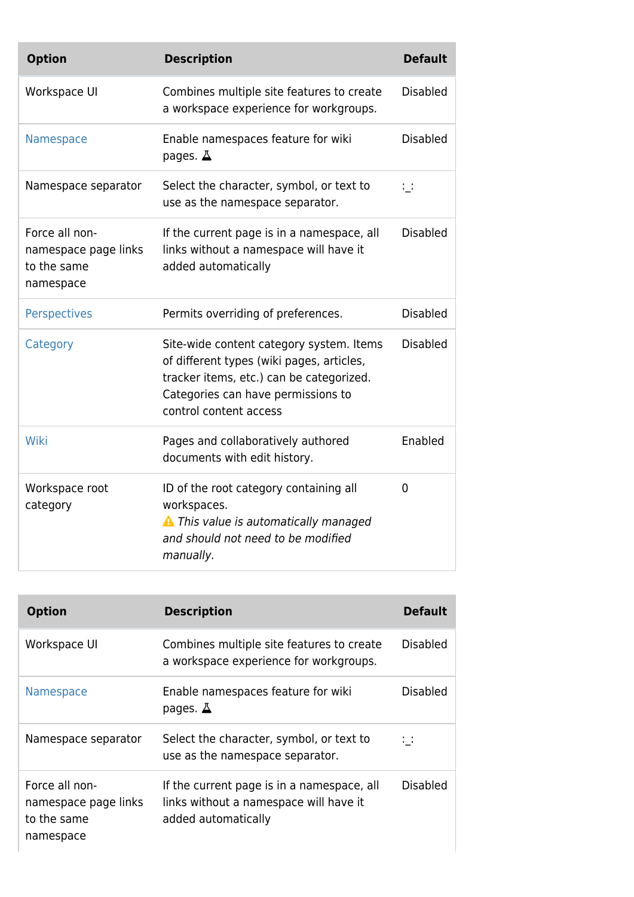| Option | Description | Default |
| --- | --- | --- |
| Workspace UI | Combines multiple site features to create a workspace experience for workgroups. | Disabled |
| Namespace | Enable namespaces feature for wiki pages. ⚗ | Disabled |
| Namespace separator | Select the character, symbol, or text to use as the namespace separator. | :_: |
| Force all non-namespace page links to the same namespace | If the current page is in a namespace, all links without a namespace will have it added automatically | Disabled |
| Perspectives | Permits overriding of preferences. | Disabled |
| Category | Site-wide content category system. Items of different types (wiki pages, articles, tracker items, etc.) can be categorized. Categories can have permissions to control content access | Disabled |
| Wiki | Pages and collaboratively authored documents with edit history. | Enabled |
| Workspace root category | ID of the root category containing all workspaces. ⚠ *This value is automatically managed and should not need to be modified manually.* | 0 |

| Option | Description | Default |
| --- | --- | --- |
| Workspace UI | Combines multiple site features to create a workspace experience for workgroups. | Disabled |
| Namespace | Enable namespaces feature for wiki pages. ⚗ | Disabled |
| Namespace separator | Select the character, symbol, or text to use as the namespace separator. | :_: |
| Force all non-namespace page links to the same namespace | If the current page is in a namespace, all links without a namespace will have it added automatically | Disabled |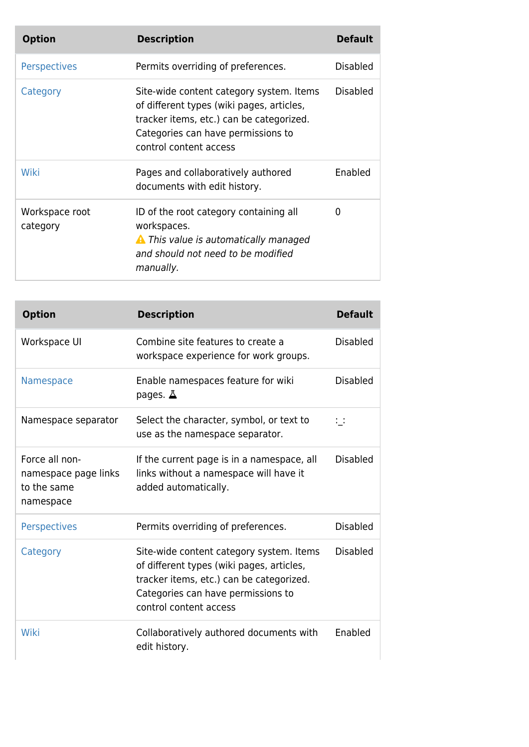| Option | Description | Default |
| --- | --- | --- |
| Perspectives | Permits overriding of preferences. | Disabled |
| Category | Site-wide content category system. Items of different types (wiki pages, articles, tracker items, etc.) can be categorized. Categories can have permissions to control content access | Disabled |
| Wiki | Pages and collaboratively authored documents with edit history. | Enabled |
| Workspace root category | ID of the root category containing all workspaces. ⚠ *This value is automatically managed and should not need to be modified manually.* | 0 |

| Option | Description | Default |
| --- | --- | --- |
| Workspace UI | Combine site features to create a workspace experience for work groups. | Disabled |
| Namespace | Enable namespaces feature for wiki pages. ⚗ | Disabled |
| Namespace separator | Select the character, symbol, or text to use as the namespace separator. | :_: |
| Force all non-namespace page links to the same namespace | If the current page is in a namespace, all links without a namespace will have it added automatically. | Disabled |
| Perspectives | Permits overriding of preferences. | Disabled |
| Category | Site-wide content category system. Items of different types (wiki pages, articles, tracker items, etc.) can be categorized. Categories can have permissions to control content access | Disabled |
| Wiki | Collaboratively authored documents with edit history. | Enabled |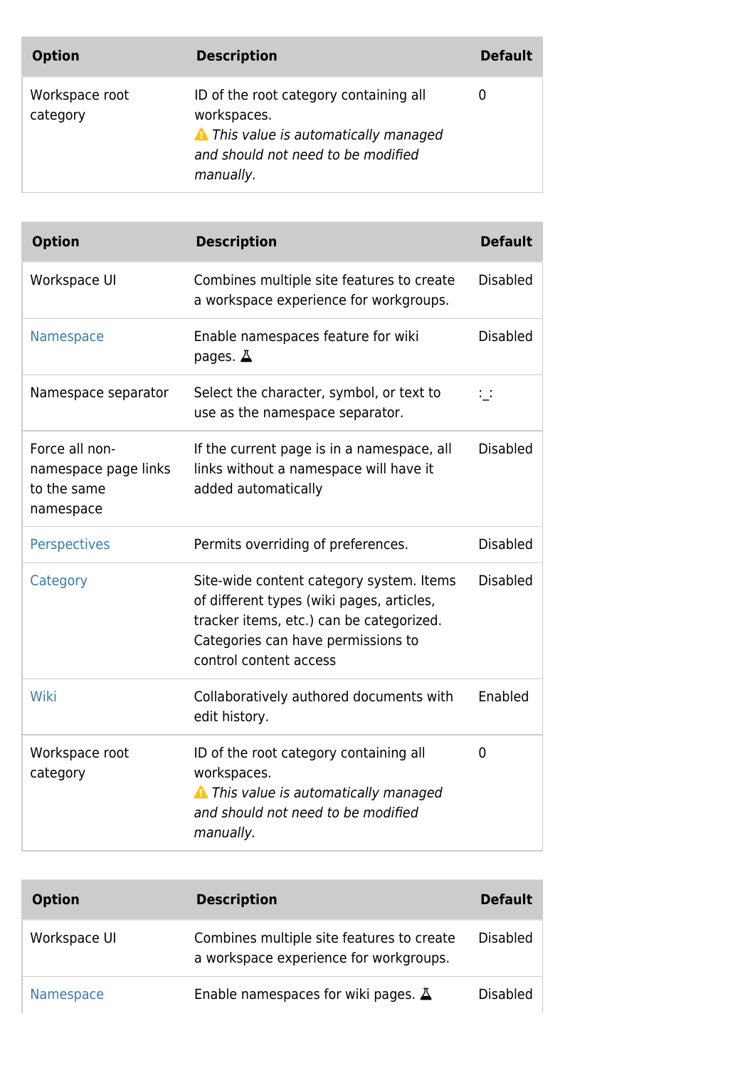| Option | Description | Default |
|---|---|---|
| Workspace root category | ID of the root category containing all workspaces.<br>⚠ *This value is automatically managed and should not need to be modified manually.* | 0 |

| Option | Description | Default |
|---|---|---|
| Workspace UI | Combines multiple site features to create a workspace experience for workgroups. | Disabled |
| Namespace | Enable namespaces feature for wiki pages. ⚗ | Disabled |
| Namespace separator | Select the character, symbol, or text to use as the namespace separator. | :_: |
| Force all non-namespace page links to the same namespace | If the current page is in a namespace, all links without a namespace will have it added automatically | Disabled |
| Perspectives | Permits overriding of preferences. | Disabled |
| Category | Site-wide content category system. Items of different types (wiki pages, articles, tracker items, etc.) can be categorized. Categories can have permissions to control content access | Disabled |
| Wiki | Collaboratively authored documents with edit history. | Enabled |
| Workspace root category | ID of the root category containing all workspaces.<br>⚠ *This value is automatically managed and should not need to be modified manually.* | 0 |

| Option | Description | Default |
|---|---|---|
| Workspace UI | Combines multiple site features to create a workspace experience for workgroups. | Disabled |
| Namespace | Enable namespaces for wiki pages. ⚗ | Disabled |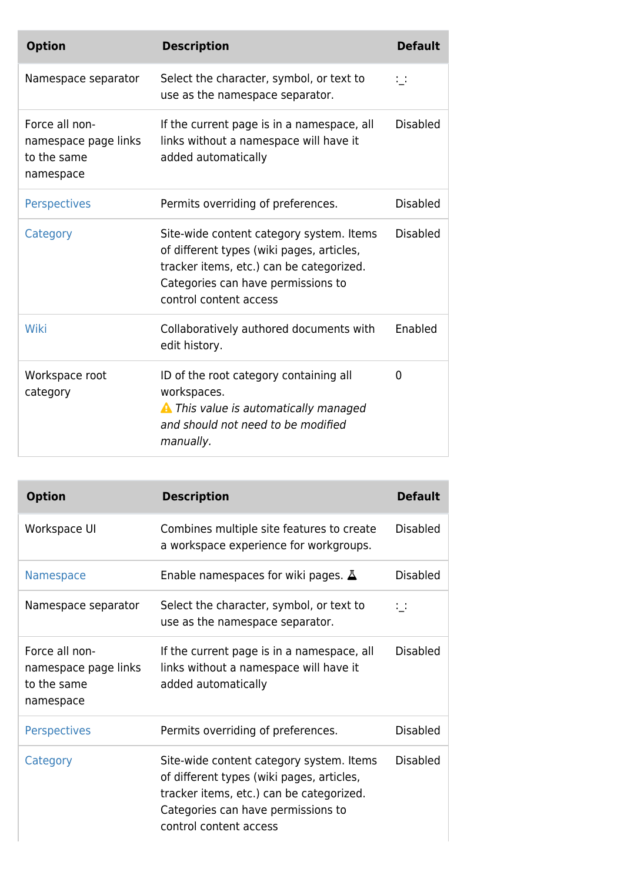| Option | Description | Default |
| --- | --- | --- |
| Namespace separator | Select the character, symbol, or text to use as the namespace separator. | :_: |
| Force all non-namespace page links to the same namespace | If the current page is in a namespace, all links without a namespace will have it added automatically | Disabled |
| Perspectives | Permits overriding of preferences. | Disabled |
| Category | Site-wide content category system. Items of different types (wiki pages, articles, tracker items, etc.) can be categorized. Categories can have permissions to control content access | Disabled |
| Wiki | Collaboratively authored documents with edit history. | Enabled |
| Workspace root category | ID of the root category containing all workspaces. ⚠ *This value is automatically managed and should not need to be modified manually.* | 0 |

| Option | Description | Default |
| --- | --- | --- |
| Workspace UI | Combines multiple site features to create a workspace experience for workgroups. | Disabled |
| Namespace | Enable namespaces for wiki pages. | Disabled |
| Namespace separator | Select the character, symbol, or text to use as the namespace separator. | :_: |
| Force all non-namespace page links to the same namespace | If the current page is in a namespace, all links without a namespace will have it added automatically | Disabled |
| Perspectives | Permits overriding of preferences. | Disabled |
| Category | Site-wide content category system. Items of different types (wiki pages, articles, tracker items, etc.) can be categorized. Categories can have permissions to control content access | Disabled |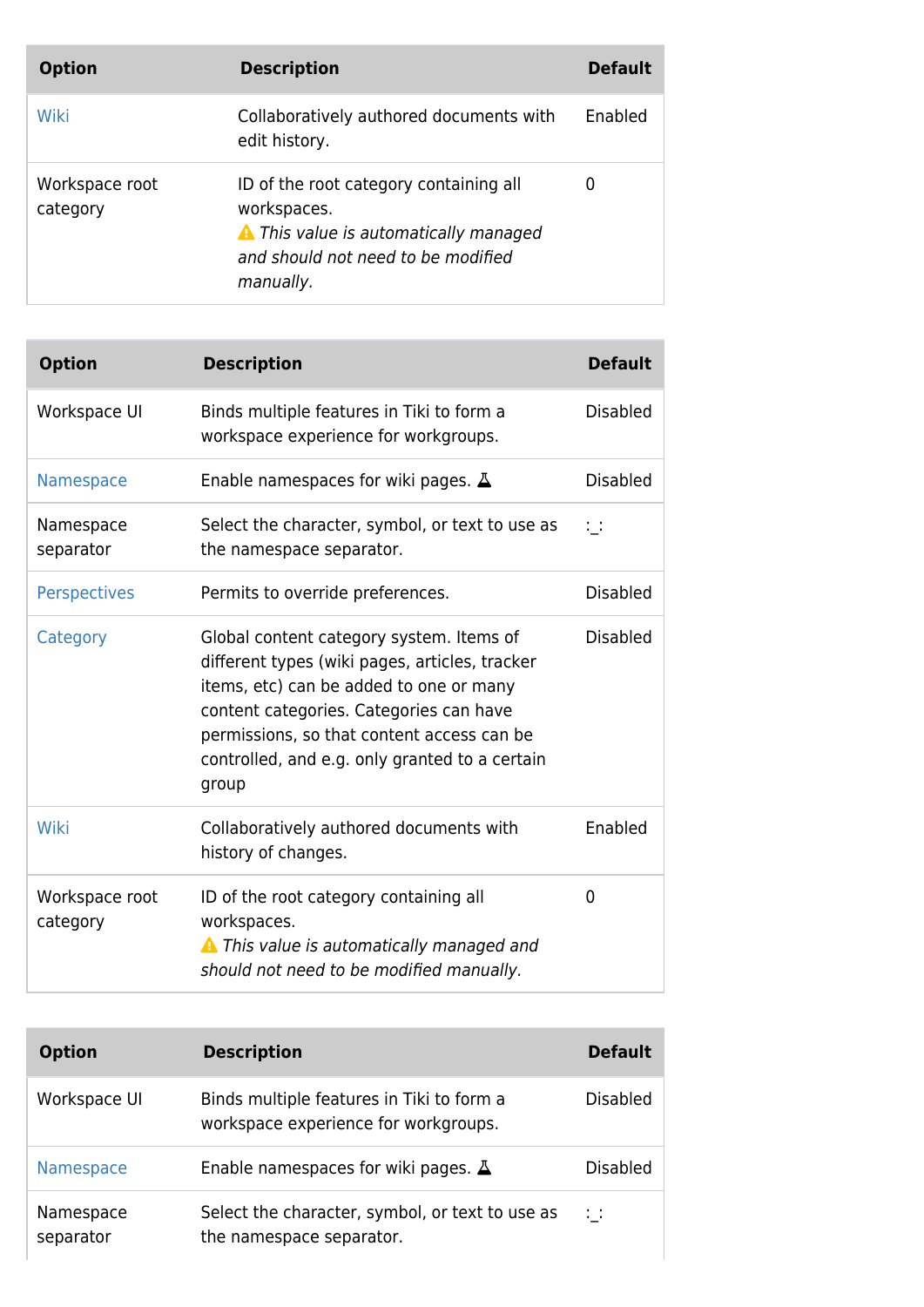| Option | Description | Default |
|---|---|---|
| Wiki | Collaboratively authored documents with edit history. | Enabled |
| Workspace root category | ID of the root category containing all workspaces.<br>⚠ *This value is automatically managed and should not need to be modified manually.* | 0 |

| Option | Description | Default |
|---|---|---|
| Workspace UI | Binds multiple features in Tiki to form a workspace experience for workgroups. | Disabled |
| Namespace | Enable namespaces for wiki pages. | Disabled |
| Namespace separator | Select the character, symbol, or text to use as the namespace separator. | :_: |
| Perspectives | Permits to override preferences. | Disabled |
| Category | Global content category system. Items of different types (wiki pages, articles, tracker items, etc) can be added to one or many content categories. Categories can have permissions, so that content access can be controlled, and e.g. only granted to a certain group | Disabled |
| Wiki | Collaboratively authored documents with history of changes. | Enabled |
| Workspace root category | ID of the root category containing all workspaces.<br>⚠ *This value is automatically managed and should not need to be modified manually.* | 0 |

| Option | Description | Default |
|---|---|---|
| Workspace UI | Binds multiple features in Tiki to form a workspace experience for workgroups. | Disabled |
| Namespace | Enable namespaces for wiki pages. | Disabled |
| Namespace separator | Select the character, symbol, or text to use as the namespace separator. | :_: |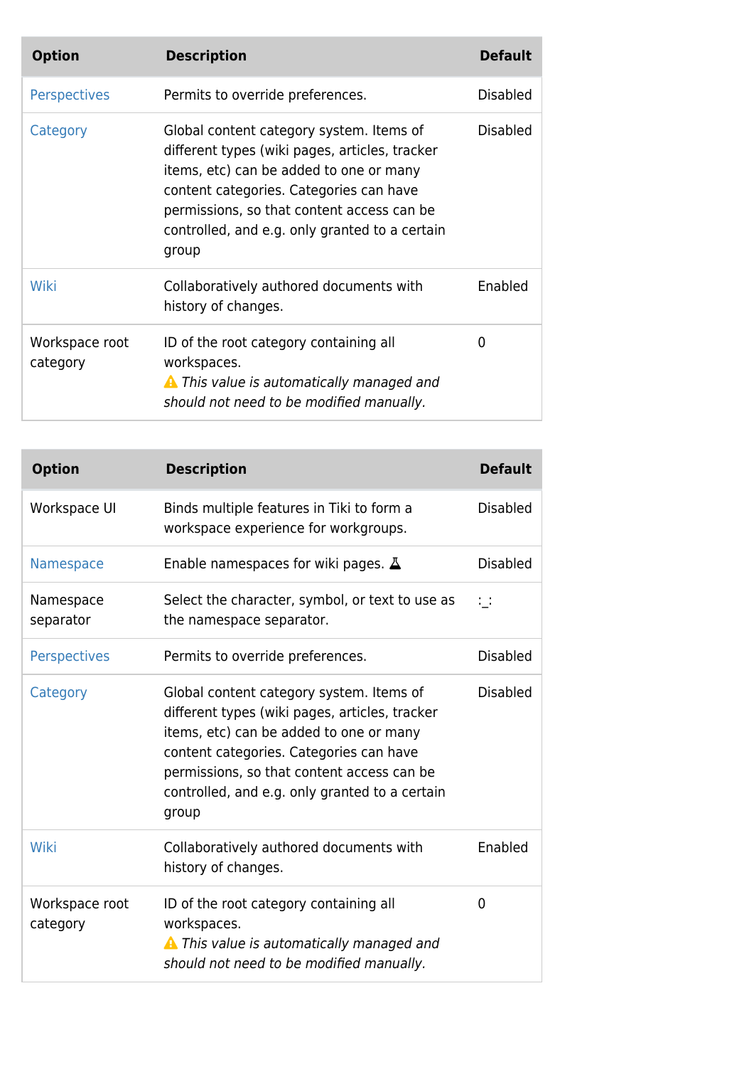| Option | Description | Default |
| --- | --- | --- |
| Perspectives | Permits to override preferences. | Disabled |
| Category | Global content category system. Items of different types (wiki pages, articles, tracker items, etc) can be added to one or many content categories. Categories can have permissions, so that content access can be controlled, and e.g. only granted to a certain group | Disabled |
| Wiki | Collaboratively authored documents with history of changes. | Enabled |
| Workspace root category | ID of the root category containing all workspaces. ⚠ *This value is automatically managed and should not need to be modified manually.* | 0 |

| Option | Description | Default |
| --- | --- | --- |
| Workspace UI | Binds multiple features in Tiki to form a workspace experience for workgroups. | Disabled |
| Namespace | Enable namespaces for wiki pages. | Disabled |
| Namespace separator | Select the character, symbol, or text to use as the namespace separator. | :_: |
| Perspectives | Permits to override preferences. | Disabled |
| Category | Global content category system. Items of different types (wiki pages, articles, tracker items, etc) can be added to one or many content categories. Categories can have permissions, so that content access can be controlled, and e.g. only granted to a certain group | Disabled |
| Wiki | Collaboratively authored documents with history of changes. | Enabled |
| Workspace root category | ID of the root category containing all workspaces. ⚠ *This value is automatically managed and should not need to be modified manually.* | 0 |